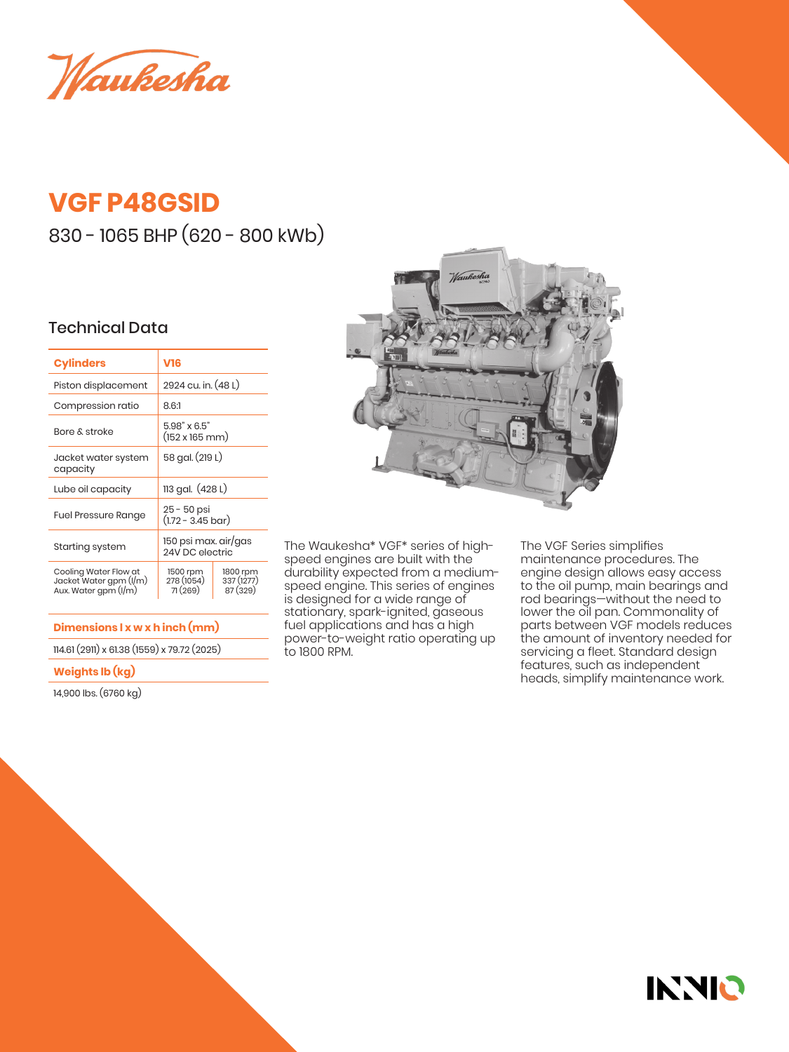Waukesha

# VGF P48GSID

830 - 1065 BHP (620 - 800 kWb)

## Technical Data

| Cylinders | V16 | |
|---|---|---|
| Piston displacement | 2924 cu. in. (48 L) | |
| Compression ratio | 8.6:1 | |
| Bore & stroke | 5.98" x 6.5" (152 x 165 mm) | |
| Jacket water system capacity | 58 gal. (219 L) | |
| Lube oil capacity | 113 gal. (428 L) | |
| Fuel Pressure Range | 25 - 50 psi (1.72 - 3.45 bar) | |
| Starting system | 150 psi max. air/gas 24V DC electric | |
| Cooling Water Flow at Jacket Water gpm (l/m) Aux. Water gpm (l/m) | 1500 rpm 278 (1054) 71 (269) | 1800 rpm 337 (1277) 87 (329) |

**Dimensions l x w x h inch (mm)**

114.61 (2911) x 61.38 (1559) x 79.72 (2025)

**Weights lb (kg)**

14,900 lbs. (6760 kg)

The Waukesha* VGF* series of high-speed engines are built with the durability expected from a medium-speed engine. This series of engines is designed for a wide range of stationary, spark-ignited, gaseous fuel applications and has a high power-to-weight ratio operating up to 1800 RPM.

The VGF Series simplifies maintenance procedures. The engine design allows easy access to the oil pump, main bearings and rod bearings—without the need to lower the oil pan. Commonality of parts between VGF models reduces the amount of inventory needed for servicing a fleet. Standard design features, such as independent heads, simplify maintenance work.

INNIO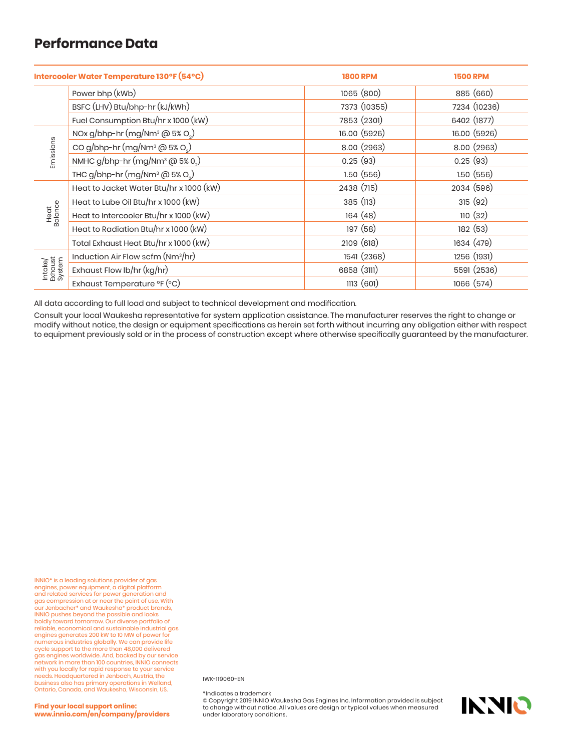## Performance Data

| Intercooler Water Temperature 130°F (54°C) | | 1800 RPM | 1500 RPM |
|---|---|---|---|
| | Power bhp (kWb) | 1065 (800) | 885 (660) |
| | BSFC (LHV) Btu/bhp-hr (kJ/kWh) | 7373 (10355) | 7234 (10236) |
| | Fuel Consumption Btu/hr x 1000 (kW) | 7853 (2301) | 6402 (1877) |
| Emissions | NOx g/bhp-hr (mg/Nm³ @ 5% $O_2$) | 16.00 (5926) | 16.00 (5926) |
| | CO g/bhp-hr (mg/Nm³ @ 5% $O_2$) | 8.00 (2963) | 8.00 (2963) |
| | NMHC g/bhp-hr (mg/Nm³ @ 5% $O_2$) | 0.25 (93) | 0.25 (93) |
| | THC g/bhp-hr (mg/Nm³ @ 5% $O_2$) | 1.50 (556) | 1.50 (556) |
| Heat Balance | Heat to Jacket Water Btu/hr x 1000 (kW) | 2438 (715) | 2034 (596) |
| | Heat to Lube Oil Btu/hr x 1000 (kW) | 385 (113) | 315 (92) |
| | Heat to Intercooler Btu/hr x 1000 (kW) | 164 (48) | 110 (32) |
| | Heat to Radiation Btu/hr x 1000 (kW) | 197 (58) | 182 (53) |
| | Total Exhaust Heat Btu/hr x 1000 (kW) | 2109 (618) | 1634 (479) |
| Intake/ Exhaust System | Induction Air Flow scfm (Nm³/hr) | 1541 (2368) | 1256 (1931) |
| | Exhaust Flow lb/hr (kg/hr) | 6858 (3111) | 5591 (2536) |
| | Exhaust Temperature °F (°C) | 1113 (601) | 1066 (574) |

All data according to full load and subject to technical development and modification.

Consult your local Waukesha representative for system application assistance. The manufacturer reserves the right to change or modify without notice, the design or equipment specifications as herein set forth without incurring any obligation either with respect to equipment previously sold or in the process of construction except where otherwise specifically guaranteed by the manufacturer.

INNIO* is a leading solutions provider of gas engines, power equipment, a digital platform and related services for power generation and gas compression at or near the point of use. With our Jenbacher* and Waukesha* product brands, INNIO pushes beyond the possible and looks boldly toward tomorrow. Our diverse portfolio of reliable, economical and sustainable industrial gas engines generates 200 kW to 10 MW of power for numerous industries globally. We can provide life cycle support to the more than 48,000 delivered gas engines worldwide. And, backed by our service network in more than 100 countries, INNIO connects with you locally for rapid response to your service needs. Headquartered in Jenbach, Austria, the business also has primary operations in Welland, Ontario, Canada, and Waukesha, Wisconsin, US.

**Find your local support online:**
**www.innio.com/en/company/providers**

IWK-119060-EN

*Indicates a trademark
© Copyright 2019 INNIO Waukesha Gas Engines Inc. Information provided is subject to change without notice. All values are design or typical values when measured under laboratory conditions.

INNIO